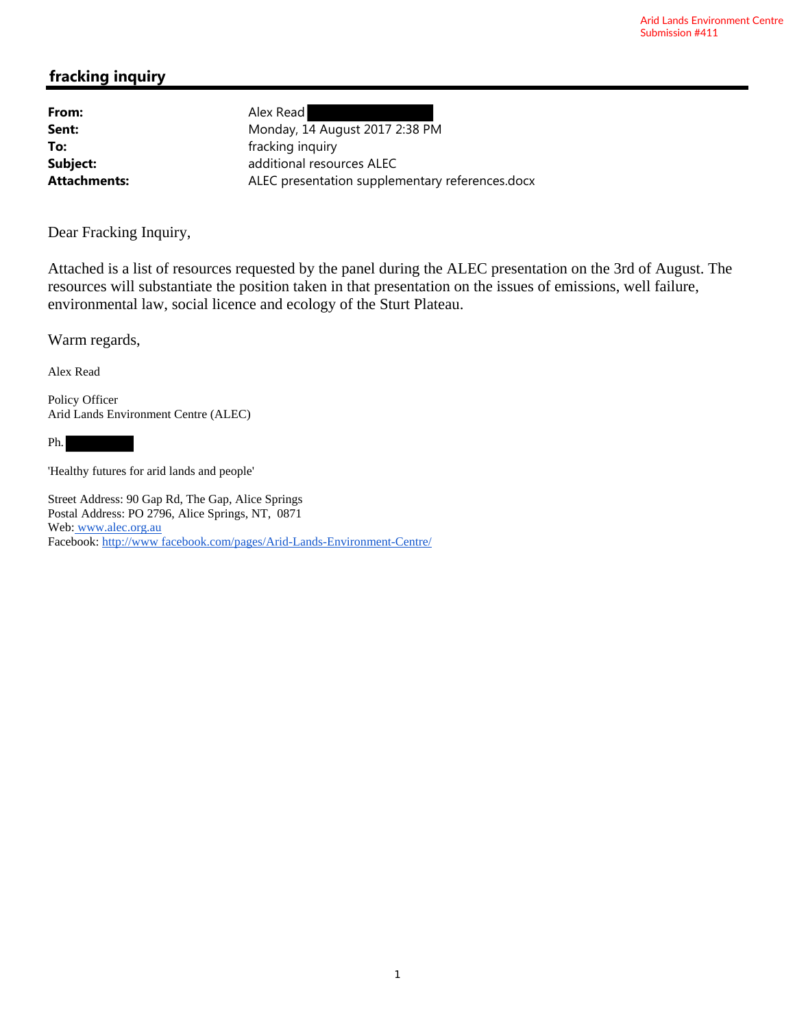Arid Lands Environment Centre
Submission #411

# fracking inquiry

| | |
|---|---|
| **From:** | Alex Read |
| **Sent:** | Monday, 14 August 2017 2:38 PM |
| **To:** | fracking inquiry |
| **Subject:** | additional resources ALEC |
| **Attachments:** | ALEC presentation supplementary references.docx |

Dear Fracking Inquiry,

Attached is a list of resources requested by the panel during the ALEC presentation on the 3rd of August. The resources will substantiate the position taken in that presentation on the issues of emissions, well failure, environmental law, social licence and ecology of the Sturt Plateau.

Warm regards,

Alex Read

Policy Officer
Arid Lands Environment Centre (ALEC)

Ph.

'Healthy futures for arid lands and people'

Street Address: 90 Gap Rd, The Gap, Alice Springs
Postal Address: PO 2796, Alice Springs, NT, 0871
Web: www.alec.org.au
Facebook: http://www.facebook.com/pages/Arid-Lands-Environment-Centre/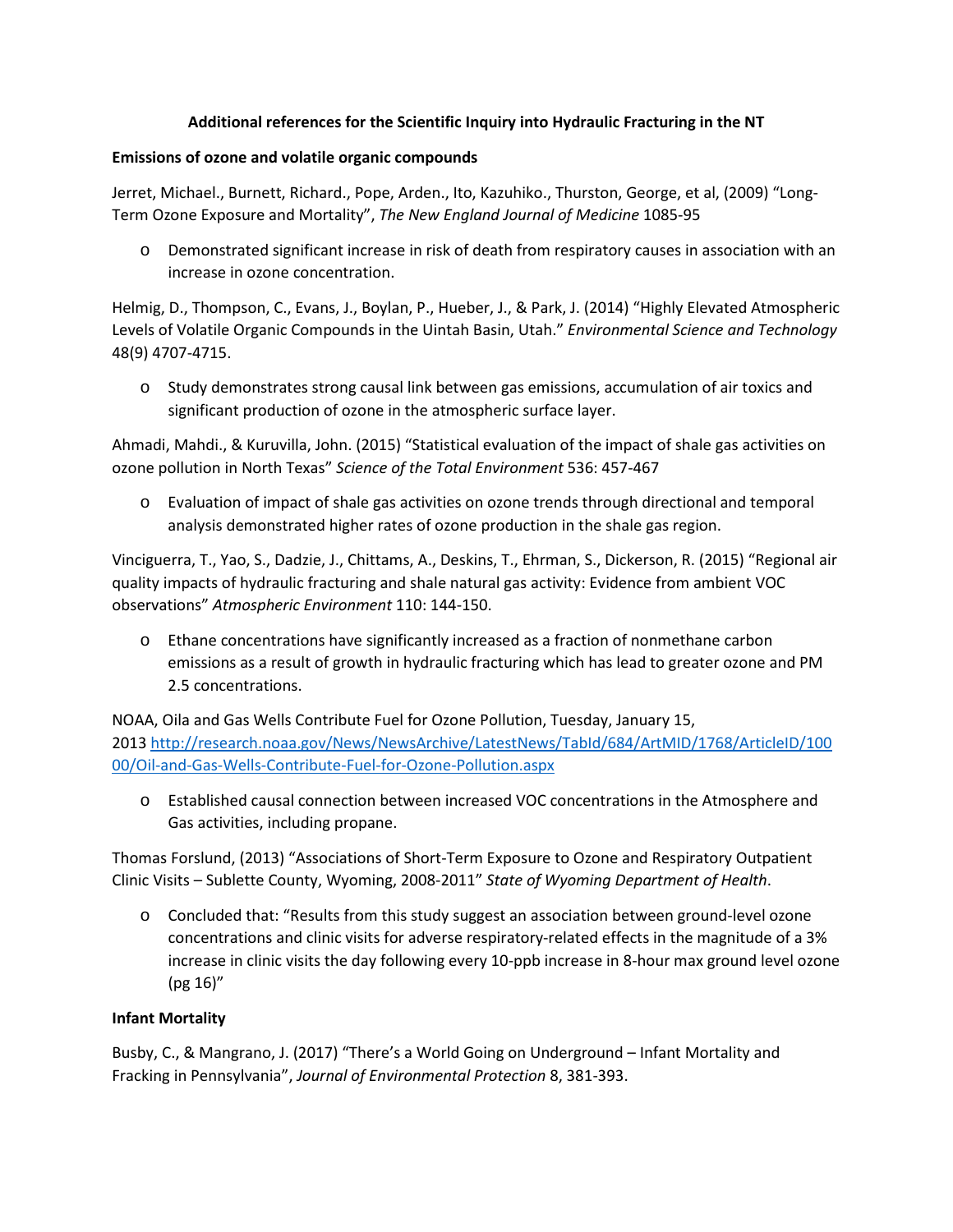**Additional references for the Scientific Inquiry into Hydraulic Fracturing in the NT**

**Emissions of ozone and volatile organic compounds**

Jerret, Michael., Burnett, Richard., Pope, Arden., Ito, Kazuhiko., Thurston, George, et al, (2009) "Long-Term Ozone Exposure and Mortality", *The New England Journal of Medicine* 1085-95

- Demonstrated significant increase in risk of death from respiratory causes in association with an increase in ozone concentration.

Helmig, D., Thompson, C., Evans, J., Boylan, P., Hueber, J., & Park, J. (2014) "Highly Elevated Atmospheric Levels of Volatile Organic Compounds in the Uintah Basin, Utah." *Environmental Science and Technology* 48(9) 4707-4715.

- Study demonstrates strong causal link between gas emissions, accumulation of air toxics and significant production of ozone in the atmospheric surface layer.

Ahmadi, Mahdi., & Kuruvilla, John. (2015) "Statistical evaluation of the impact of shale gas activities on ozone pollution in North Texas" *Science of the Total Environment* 536: 457-467

- Evaluation of impact of shale gas activities on ozone trends through directional and temporal analysis demonstrated higher rates of ozone production in the shale gas region.

Vinciguerra, T., Yao, S., Dadzie, J., Chittams, A., Deskins, T., Ehrman, S., Dickerson, R. (2015) "Regional air quality impacts of hydraulic fracturing and shale natural gas activity: Evidence from ambient VOC observations" *Atmospheric Environment* 110: 144-150.

- Ethane concentrations have significantly increased as a fraction of nonmethane carbon emissions as a result of growth in hydraulic fracturing which has lead to greater ozone and PM 2.5 concentrations.

NOAA, Oila and Gas Wells Contribute Fuel for Ozone Pollution, Tuesday, January 15, 2013 http://research.noaa.gov/News/NewsArchive/LatestNews/TabId/684/ArtMID/1768/ArticleID/10000/Oil-and-Gas-Wells-Contribute-Fuel-for-Ozone-Pollution.aspx

- Established causal connection between increased VOC concentrations in the Atmosphere and Gas activities, including propane.

Thomas Forslund, (2013) "Associations of Short-Term Exposure to Ozone and Respiratory Outpatient Clinic Visits – Sublette County, Wyoming, 2008-2011" *State of Wyoming Department of Health*.

- Concluded that: "Results from this study suggest an association between ground-level ozone concentrations and clinic visits for adverse respiratory-related effects in the magnitude of a 3% increase in clinic visits the day following every 10-ppb increase in 8-hour max ground level ozone (pg 16)"

**Infant Mortality**

Busby, C., & Mangrano, J. (2017) "There's a World Going on Underground – Infant Mortality and Fracking in Pennsylvania", *Journal of Environmental Protection* 8, 381-393.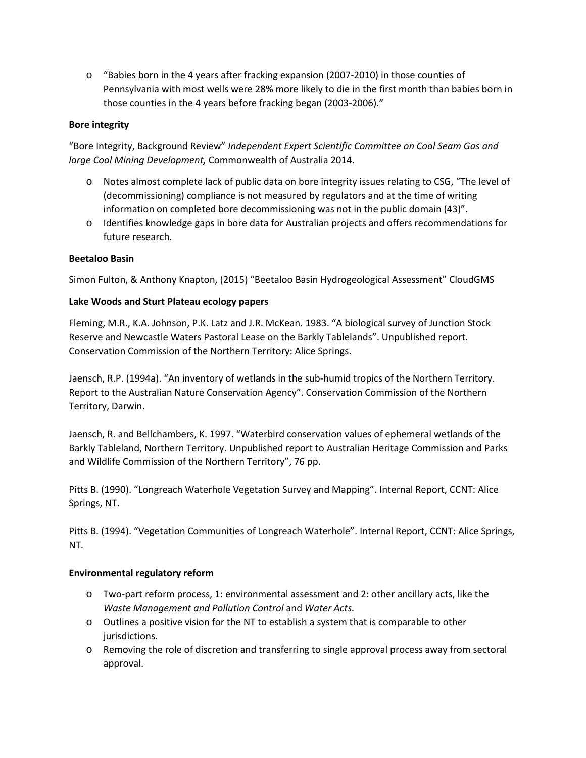- "Babies born in the 4 years after fracking expansion (2007-2010) in those counties of Pennsylvania with most wells were 28% more likely to die in the first month than babies born in those counties in the 4 years before fracking began (2003-2006)."

**Bore integrity**

"Bore Integrity, Background Review" *Independent Expert Scientific Committee on Coal Seam Gas and large Coal Mining Development,* Commonwealth of Australia 2014.

- Notes almost complete lack of public data on bore integrity issues relating to CSG, "The level of (decommissioning) compliance is not measured by regulators and at the time of writing information on completed bore decommissioning was not in the public domain (43)".
- Identifies knowledge gaps in bore data for Australian projects and offers recommendations for future research.

**Beetaloo Basin**

Simon Fulton, & Anthony Knapton, (2015) "Beetaloo Basin Hydrogeological Assessment" CloudGMS

**Lake Woods and Sturt Plateau ecology papers**

Fleming, M.R., K.A. Johnson, P.K. Latz and J.R. McKean. 1983. "A biological survey of Junction Stock Reserve and Newcastle Waters Pastoral Lease on the Barkly Tablelands". Unpublished report. Conservation Commission of the Northern Territory: Alice Springs.

Jaensch, R.P. (1994a). "An inventory of wetlands in the sub-humid tropics of the Northern Territory. Report to the Australian Nature Conservation Agency". Conservation Commission of the Northern Territory, Darwin.

Jaensch, R. and Bellchambers, K. 1997. "Waterbird conservation values of ephemeral wetlands of the Barkly Tableland, Northern Territory. Unpublished report to Australian Heritage Commission and Parks and Wildlife Commission of the Northern Territory", 76 pp.

Pitts B. (1990). "Longreach Waterhole Vegetation Survey and Mapping". Internal Report, CCNT: Alice Springs, NT.

Pitts B. (1994). "Vegetation Communities of Longreach Waterhole". Internal Report, CCNT: Alice Springs, NT.

**Environmental regulatory reform**

- Two-part reform process, 1: environmental assessment and 2: other ancillary acts, like the *Waste Management and Pollution Control* and *Water Acts.*
- Outlines a positive vision for the NT to establish a system that is comparable to other jurisdictions.
- Removing the role of discretion and transferring to single approval process away from sectoral approval.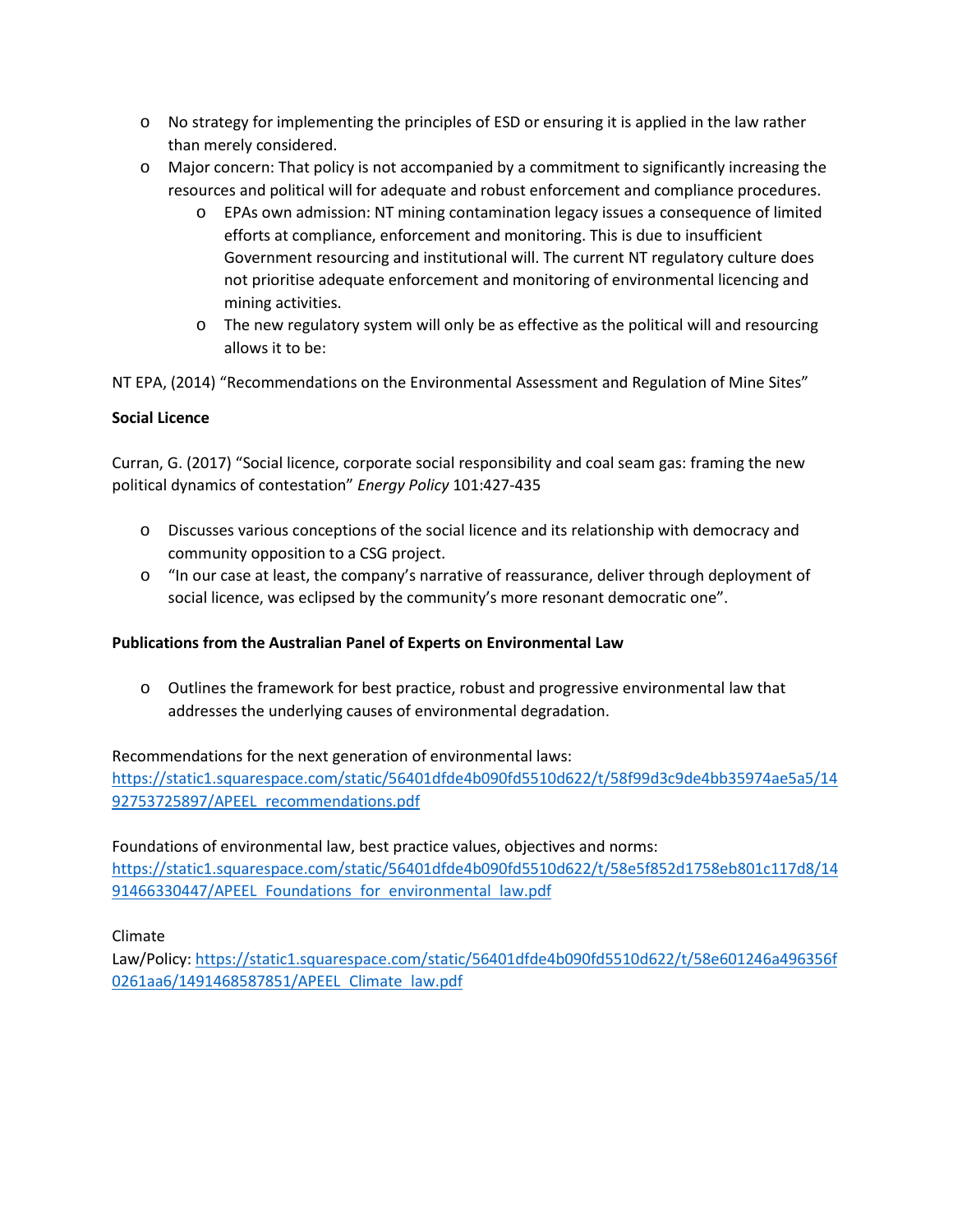- No strategy for implementing the principles of ESD or ensuring it is applied in the law rather than merely considered.
- Major concern: That policy is not accompanied by a commitment to significantly increasing the resources and political will for adequate and robust enforcement and compliance procedures.
  - EPAs own admission: NT mining contamination legacy issues a consequence of limited efforts at compliance, enforcement and monitoring. This is due to insufficient Government resourcing and institutional will. The current NT regulatory culture does not prioritise adequate enforcement and monitoring of environmental licencing and mining activities.
  - The new regulatory system will only be as effective as the political will and resourcing allows it to be:

NT EPA, (2014) "Recommendations on the Environmental Assessment and Regulation of Mine Sites"

**Social Licence**

Curran, G. (2017) "Social licence, corporate social responsibility and coal seam gas: framing the new political dynamics of contestation" *Energy Policy* 101:427-435

- Discusses various conceptions of the social licence and its relationship with democracy and community opposition to a CSG project.
- "In our case at least, the company's narrative of reassurance, deliver through deployment of social licence, was eclipsed by the community's more resonant democratic one".

**Publications from the Australian Panel of Experts on Environmental Law**

- Outlines the framework for best practice, robust and progressive environmental law that addresses the underlying causes of environmental degradation.

Recommendations for the next generation of environmental laws: https://static1.squarespace.com/static/56401dfde4b090fd5510d622/t/58f99d3c9de4bb35974ae5a5/1492753725897/APEEL_recommendations.pdf

Foundations of environmental law, best practice values, objectives and norms: https://static1.squarespace.com/static/56401dfde4b090fd5510d622/t/58e5f852d1758eb801c117d8/1491466330447/APEEL_Foundations_for_environmental_law.pdf

Climate Law/Policy: https://static1.squarespace.com/static/56401dfde4b090fd5510d622/t/58e601246a496356f0261aa6/1491468587851/APEEL_Climate_law.pdf